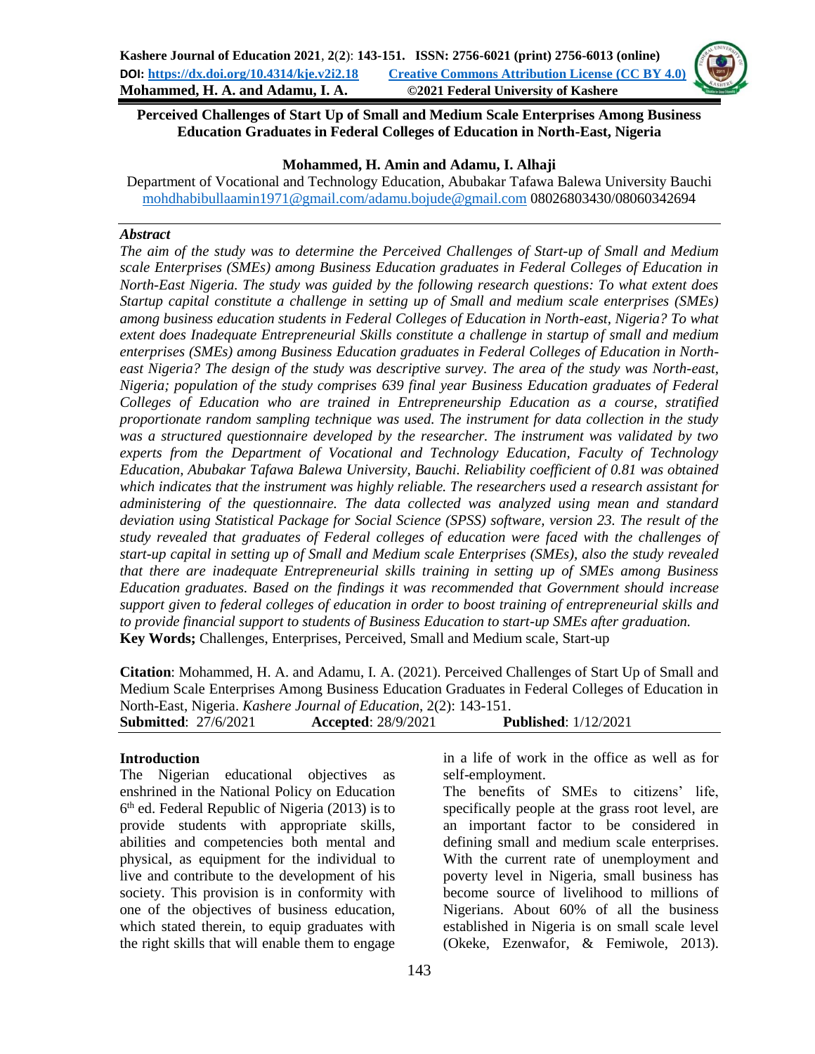# Perceived Challenges of Start Up of Small and Medium Scale Enterprises Among Business Education Graduates in Federal Colleges of Education in North-East, Nigeria

**Mohammed, H. Amin and Adamu, I. Alhaji**

Department of Vocational and Technology Education, Abubakar Tafawa Balewa University Bauchi
mohdhabibullaamin1971@gmail.com/adamu.bojude@gmail.com 08026803430/08060342694

### *Abstract*

*The aim of the study was to determine the Perceived Challenges of Start-up of Small and Medium scale Enterprises (SMEs) among Business Education graduates in Federal Colleges of Education in North-East Nigeria. The study was guided by the following research questions: To what extent does Startup capital constitute a challenge in setting up of Small and medium scale enterprises (SMEs) among business education students in Federal Colleges of Education in North-east, Nigeria? To what extent does Inadequate Entrepreneurial Skills constitute a challenge in startup of small and medium enterprises (SMEs) among Business Education graduates in Federal Colleges of Education in North-east Nigeria? The design of the study was descriptive survey. The area of the study was North-east, Nigeria; population of the study comprises 639 final year Business Education graduates of Federal Colleges of Education who are trained in Entrepreneurship Education as a course, stratified proportionate random sampling technique was used. The instrument for data collection in the study was a structured questionnaire developed by the researcher. The instrument was validated by two experts from the Department of Vocational and Technology Education, Faculty of Technology Education, Abubakar Tafawa Balewa University, Bauchi. Reliability coefficient of 0.81 was obtained which indicates that the instrument was highly reliable. The researchers used a research assistant for administering of the questionnaire. The data collected was analyzed using mean and standard deviation using Statistical Package for Social Science (SPSS) software, version 23. The result of the study revealed that graduates of Federal colleges of education were faced with the challenges of start-up capital in setting up of Small and Medium scale Enterprises (SMEs), also the study revealed that there are inadequate Entrepreneurial skills training in setting up of SMEs among Business Education graduates. Based on the findings it was recommended that Government should increase support given to federal colleges of education in order to boost training of entrepreneurial skills and to provide financial support to students of Business Education to start-up SMEs after graduation.*

**Key Words;** Challenges, Enterprises, Perceived, Small and Medium scale, Start-up

**Citation**: Mohammed, H. A. and Adamu, I. A. (2021). Perceived Challenges of Start Up of Small and Medium Scale Enterprises Among Business Education Graduates in Federal Colleges of Education in North-East, Nigeria. *Kashere Journal of Education*, 2(2): 143-151.

**Submitted**: 27/6/2021 **Accepted**: 28/9/2021 **Published**: 1/12/2021

## Introduction

The Nigerian educational objectives as enshrined in the National Policy on Education 6th ed. Federal Republic of Nigeria (2013) is to provide students with appropriate skills, abilities and competencies both mental and physical, as equipment for the individual to live and contribute to the development of his society. This provision is in conformity with one of the objectives of business education, which stated therein, to equip graduates with the right skills that will enable them to engage in a life of work in the office as well as for self-employment.

The benefits of SMEs to citizens' life, specifically people at the grass root level, are an important factor to be considered in defining small and medium scale enterprises. With the current rate of unemployment and poverty level in Nigeria, small business has become source of livelihood to millions of Nigerians. About 60% of all the business established in Nigeria is on small scale level (Okeke, Ezenwafor, & Femiwole, 2013).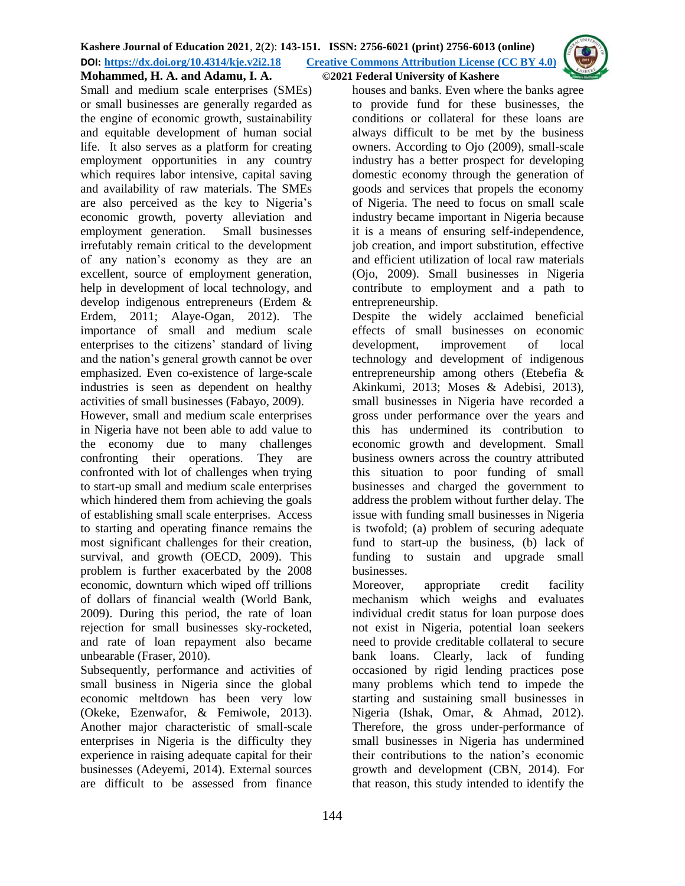Small and medium scale enterprises (SMEs) or small businesses are generally regarded as the engine of economic growth, sustainability and equitable development of human social life. It also serves as a platform for creating employment opportunities in any country which requires labor intensive, capital saving and availability of raw materials. The SMEs are also perceived as the key to Nigeria's economic growth, poverty alleviation and employment generation. Small businesses irrefutably remain critical to the development of any nation's economy as they are an excellent, source of employment generation, help in development of local technology, and develop indigenous entrepreneurs (Erdem & Erdem, 2011; Alaye-Ogan, 2012). The importance of small and medium scale enterprises to the citizens' standard of living and the nation's general growth cannot be over emphasized. Even co-existence of large-scale industries is seen as dependent on healthy activities of small businesses (Fabayo, 2009).

However, small and medium scale enterprises in Nigeria have not been able to add value to the economy due to many challenges confronting their operations. They are confronted with lot of challenges when trying to start-up small and medium scale enterprises which hindered them from achieving the goals of establishing small scale enterprises. Access to starting and operating finance remains the most significant challenges for their creation, survival, and growth (OECD, 2009). This problem is further exacerbated by the 2008 economic, downturn which wiped off trillions of dollars of financial wealth (World Bank, 2009). During this period, the rate of loan rejection for small businesses sky-rocketed, and rate of loan repayment also became unbearable (Fraser, 2010).

Subsequently, performance and activities of small business in Nigeria since the global economic meltdown has been very low (Okeke, Ezenwafor, & Femiwole, 2013). Another major characteristic of small-scale enterprises in Nigeria is the difficulty they experience in raising adequate capital for their businesses (Adeyemi, 2014). External sources are difficult to be assessed from finance houses and banks. Even where the banks agree to provide fund for these businesses, the conditions or collateral for these loans are always difficult to be met by the business owners. According to Ojo (2009), small-scale industry has a better prospect for developing domestic economy through the generation of goods and services that propels the economy of Nigeria. The need to focus on small scale industry became important in Nigeria because it is a means of ensuring self-independence, job creation, and import substitution, effective and efficient utilization of local raw materials (Ojo, 2009). Small businesses in Nigeria contribute to employment and a path to entrepreneurship.

Despite the widely acclaimed beneficial effects of small businesses on economic development, improvement of local technology and development of indigenous entrepreneurship among others (Etebefia & Akinkumi, 2013; Moses & Adebisi, 2013), small businesses in Nigeria have recorded a gross under performance over the years and this has undermined its contribution to economic growth and development. Small business owners across the country attributed this situation to poor funding of small businesses and charged the government to address the problem without further delay. The issue with funding small businesses in Nigeria is twofold; (a) problem of securing adequate fund to start-up the business, (b) lack of funding to sustain and upgrade small businesses.

Moreover, appropriate credit facility mechanism which weighs and evaluates individual credit status for loan purpose does not exist in Nigeria, potential loan seekers need to provide creditable collateral to secure bank loans. Clearly, lack of funding occasioned by rigid lending practices pose many problems which tend to impede the starting and sustaining small businesses in Nigeria (Ishak, Omar, & Ahmad, 2012). Therefore, the gross under-performance of small businesses in Nigeria has undermined their contributions to the nation's economic growth and development (CBN, 2014). For that reason, this study intended to identify the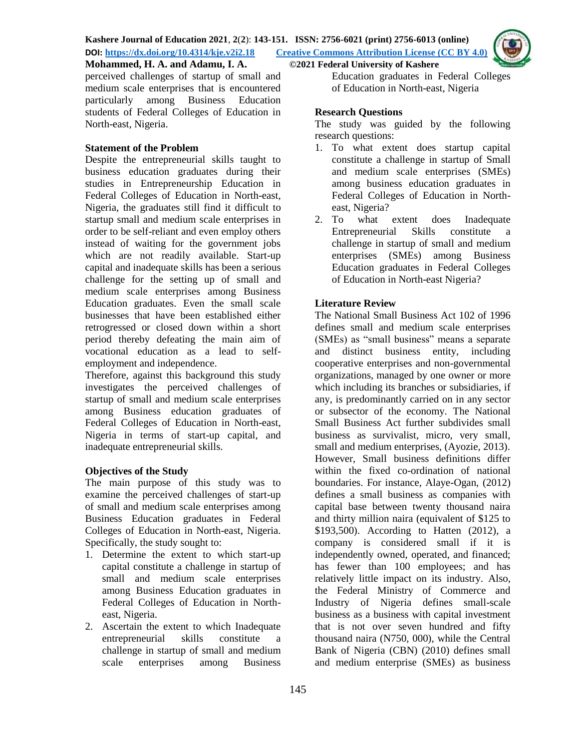perceived challenges of startup of small and medium scale enterprises that is encountered particularly among Business Education students of Federal Colleges of Education in North-east, Nigeria.

### Statement of the Problem

Despite the entrepreneurial skills taught to business education graduates during their studies in Entrepreneurship Education in Federal Colleges of Education in North-east, Nigeria, the graduates still find it difficult to startup small and medium scale enterprises in order to be self-reliant and even employ others instead of waiting for the government jobs which are not readily available. Start-up capital and inadequate skills has been a serious challenge for the setting up of small and medium scale enterprises among Business Education graduates. Even the small scale businesses that have been established either retrogressed or closed down within a short period thereby defeating the main aim of vocational education as a lead to self-employment and independence.

Therefore, against this background this study investigates the perceived challenges of startup of small and medium scale enterprises among Business education graduates of Federal Colleges of Education in North-east, Nigeria in terms of start-up capital, and inadequate entrepreneurial skills.

### Objectives of the Study

The main purpose of this study was to examine the perceived challenges of start-up of small and medium scale enterprises among Business Education graduates in Federal Colleges of Education in North-east, Nigeria. Specifically, the study sought to:

1. Determine the extent to which start-up capital constitute a challenge in startup of small and medium scale enterprises among Business Education graduates in Federal Colleges of Education in North-east, Nigeria.
2. Ascertain the extent to which Inadequate entrepreneurial skills constitute a challenge in startup of small and medium scale enterprises among Business Education graduates in Federal Colleges of Education in North-east, Nigeria

### Research Questions

The study was guided by the following research questions:

1. To what extent does startup capital constitute a challenge in startup of Small and medium scale enterprises (SMEs) among business education graduates in Federal Colleges of Education in North-east, Nigeria?
2. To what extent does Inadequate Entrepreneurial Skills constitute a challenge in startup of small and medium enterprises (SMEs) among Business Education graduates in Federal Colleges of Education in North-east Nigeria?

### Literature Review

The National Small Business Act 102 of 1996 defines small and medium scale enterprises (SMEs) as "small business" means a separate and distinct business entity, including cooperative enterprises and non-governmental organizations, managed by one owner or more which including its branches or subsidiaries, if any, is predominantly carried on in any sector or subsector of the economy. The National Small Business Act further subdivides small business as survivalist, micro, very small, small and medium enterprises, (Ayozie, 2013). However, Small business definitions differ within the fixed co-ordination of national boundaries. For instance, Alaye-Ogan, (2012) defines a small business as companies with capital base between twenty thousand naira and thirty million naira (equivalent of $125 to $193,500). According to Hatten (2012), a company is considered small if it is independently owned, operated, and financed; has fewer than 100 employees; and has relatively little impact on its industry. Also, the Federal Ministry of Commerce and Industry of Nigeria defines small-scale business as a business with capital investment that is not over seven hundred and fifty thousand naira (N750, 000), while the Central Bank of Nigeria (CBN) (2010) defines small and medium enterprise (SMEs) as business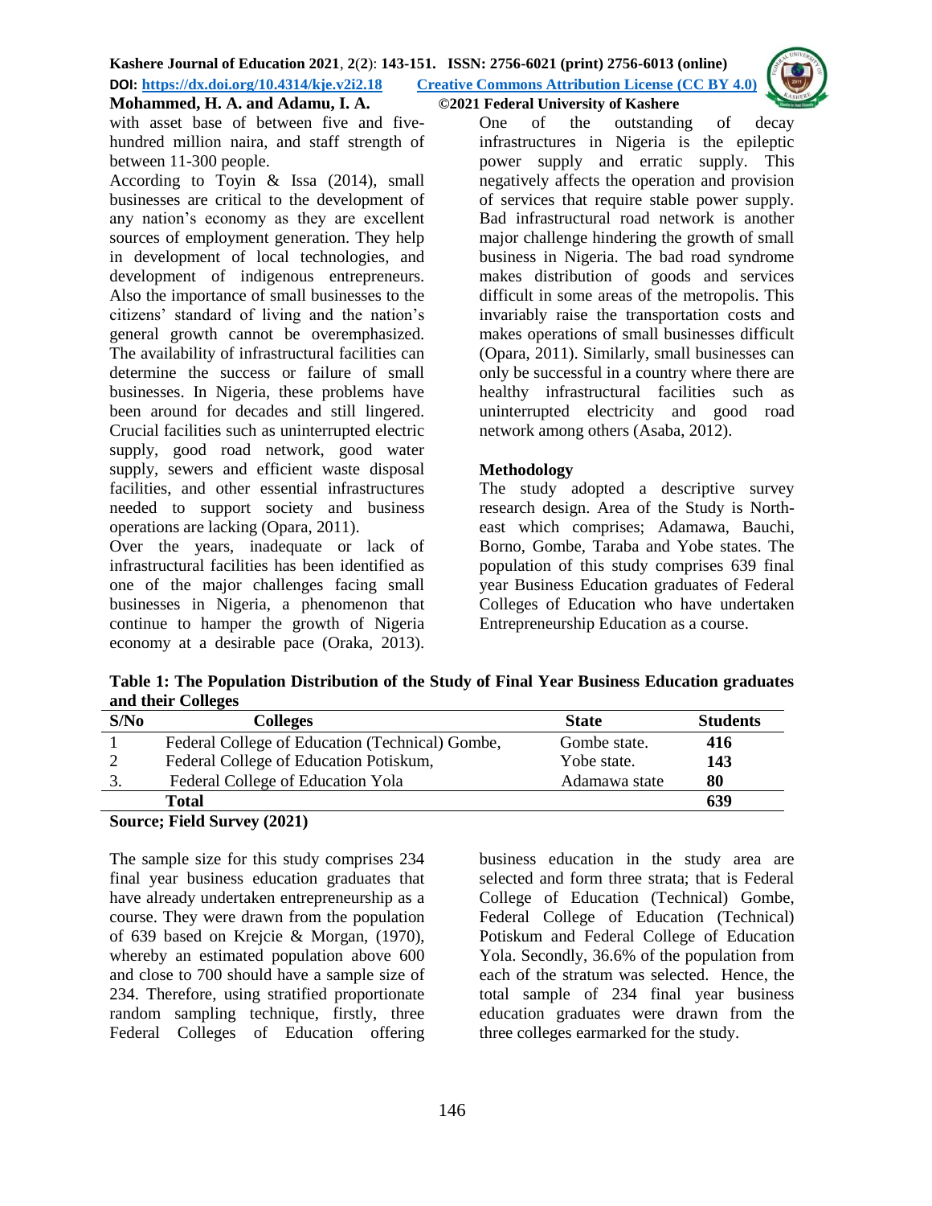with asset base of between five and five-hundred million naira, and staff strength of between 11-300 people.

According to Toyin & Issa (2014), small businesses are critical to the development of any nation's economy as they are excellent sources of employment generation. They help in development of local technologies, and development of indigenous entrepreneurs. Also the importance of small businesses to the citizens' standard of living and the nation's general growth cannot be overemphasized. The availability of infrastructural facilities can determine the success or failure of small businesses. In Nigeria, these problems have been around for decades and still lingered. Crucial facilities such as uninterrupted electric supply, good road network, good water supply, sewers and efficient waste disposal facilities, and other essential infrastructures needed to support society and business operations are lacking (Opara, 2011).

Over the years, inadequate or lack of infrastructural facilities has been identified as one of the major challenges facing small businesses in Nigeria, a phenomenon that continue to hamper the growth of Nigeria economy at a desirable pace (Oraka, 2013). One of the outstanding of decay infrastructures in Nigeria is the epileptic power supply and erratic supply. This negatively affects the operation and provision of services that require stable power supply. Bad infrastructural road network is another major challenge hindering the growth of small business in Nigeria. The bad road syndrome makes distribution of goods and services difficult in some areas of the metropolis. This invariably raise the transportation costs and makes operations of small businesses difficult (Opara, 2011). Similarly, small businesses can only be successful in a country where there are healthy infrastructural facilities such as uninterrupted electricity and good road network among others (Asaba, 2012).

## Methodology

The study adopted a descriptive survey research design. Area of the Study is North-east which comprises; Adamawa, Bauchi, Borno, Gombe, Taraba and Yobe states. The population of this study comprises 639 final year Business Education graduates of Federal Colleges of Education who have undertaken Entrepreneurship Education as a course.

**Table 1: The Population Distribution of the Study of Final Year Business Education graduates and their Colleges**

| S/No | Colleges | State | Students |
|---|---|---|---|
| 1 | Federal College of Education (Technical) Gombe, | Gombe state. | **416** |
| 2 | Federal College of Education Potiskum, | Yobe state. | **143** |
| 3. | Federal College of Education Yola | Adamawa state | **80** |
| | **Total** | | **639** |

**Source; Field Survey (2021)**

The sample size for this study comprises 234 final year business education graduates that have already undertaken entrepreneurship as a course. They were drawn from the population of 639 based on Krejcie & Morgan, (1970), whereby an estimated population above 600 and close to 700 should have a sample size of 234. Therefore, using stratified proportionate random sampling technique, firstly, three Federal Colleges of Education offering business education in the study area are selected and form three strata; that is Federal College of Education (Technical) Gombe, Federal College of Education (Technical) Potiskum and Federal College of Education Yola. Secondly, 36.6% of the population from each of the stratum was selected. Hence, the total sample of 234 final year business education graduates were drawn from the three colleges earmarked for the study.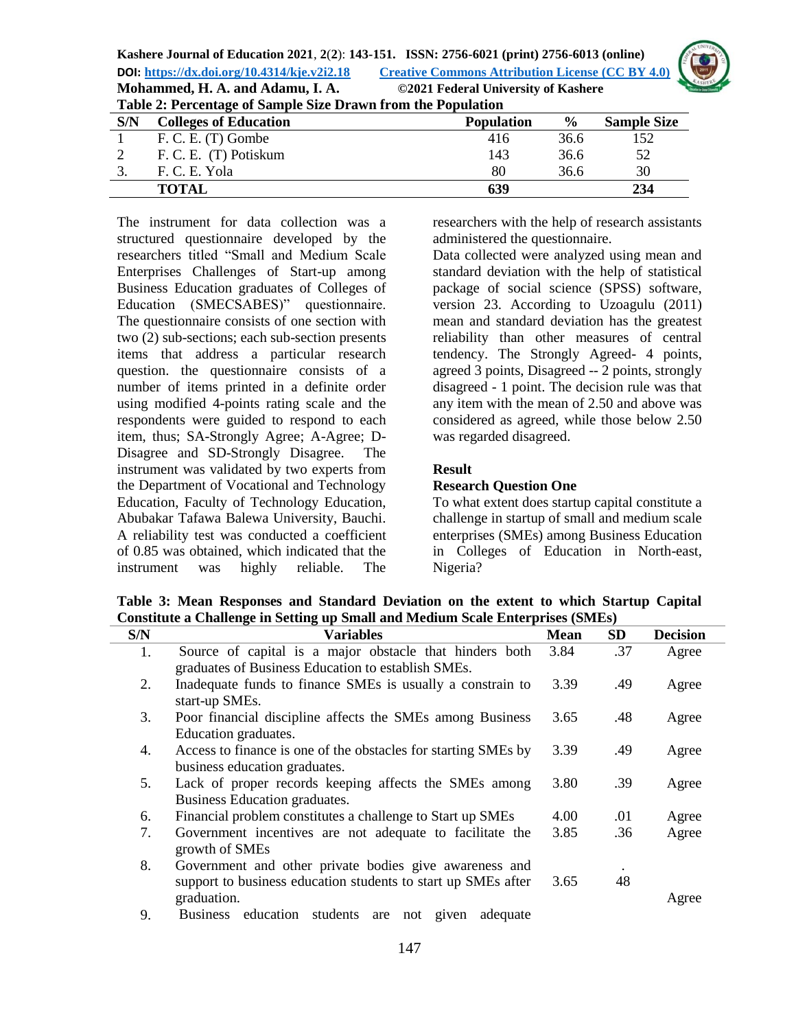**Table 2: Percentage of Sample Size Drawn from the Population**

| S/N | Colleges of Education | Population | % | Sample Size |
|---|---|---|---|---|
| 1 | F. C. E. (T) Gombe | 416 | 36.6 | 152 |
| 2 | F. C. E. (T) Potiskum | 143 | 36.6 | 52 |
| 3. | F. C. E. Yola | 80 | 36.6 | 30 |
| | **TOTAL** | **639** | | **234** |

The instrument for data collection was a structured questionnaire developed by the researchers titled "Small and Medium Scale Enterprises Challenges of Start-up among Business Education graduates of Colleges of Education (SMECSABES)" questionnaire. The questionnaire consists of one section with two (2) sub-sections; each sub-section presents items that address a particular research question. the questionnaire consists of a number of items printed in a definite order using modified 4-points rating scale and the respondents were guided to respond to each item, thus; SA-Strongly Agree; A-Agree; D-Disagree and SD-Strongly Disagree. The instrument was validated by two experts from the Department of Vocational and Technology Education, Faculty of Technology Education, Abubakar Tafawa Balewa University, Bauchi. A reliability test was conducted a coefficient of 0.85 was obtained, which indicated that the instrument was highly reliable. The researchers with the help of research assistants administered the questionnaire.

Data collected were analyzed using mean and standard deviation with the help of statistical package of social science (SPSS) software, version 23. According to Uzoagulu (2011) mean and standard deviation has the greatest reliability than other measures of central tendency. The Strongly Agreed- 4 points, agreed 3 points, Disagreed -- 2 points, strongly disagreed - 1 point. The decision rule was that any item with the mean of 2.50 and above was considered as agreed, while those below 2.50 was regarded disagreed.

## Result

### Research Question One

To what extent does startup capital constitute a challenge in startup of small and medium scale enterprises (SMEs) among Business Education in Colleges of Education in North-east, Nigeria?

**Table 3: Mean Responses and Standard Deviation on the extent to which Startup Capital Constitute a Challenge in Setting up Small and Medium Scale Enterprises (SMEs)**

| S/N | Variables | Mean | SD | Decision |
|---|---|---|---|---|
| 1. | Source of capital is a major obstacle that hinders both graduates of Business Education to establish SMEs. | 3.84 | .37 | Agree |
| 2. | Inadequate funds to finance SMEs is usually a constrain to start-up SMEs. | 3.39 | .49 | Agree |
| 3. | Poor financial discipline affects the SMEs among Business Education graduates. | 3.65 | .48 | Agree |
| 4. | Access to finance is one of the obstacles for starting SMEs by business education graduates. | 3.39 | .49 | Agree |
| 5. | Lack of proper records keeping affects the SMEs among Business Education graduates. | 3.80 | .39 | Agree |
| 6. | Financial problem constitutes a challenge to Start up SMEs | 4.00 | .01 | Agree |
| 7. | Government incentives are not adequate to facilitate the growth of SMEs | 3.85 | .36 | Agree |
| 8. | Government and other private bodies give awareness and support to business education students to start up SMEs after graduation. | 3.65 | .48 | Agree |
| 9. | Business education students are not given adequate | | | |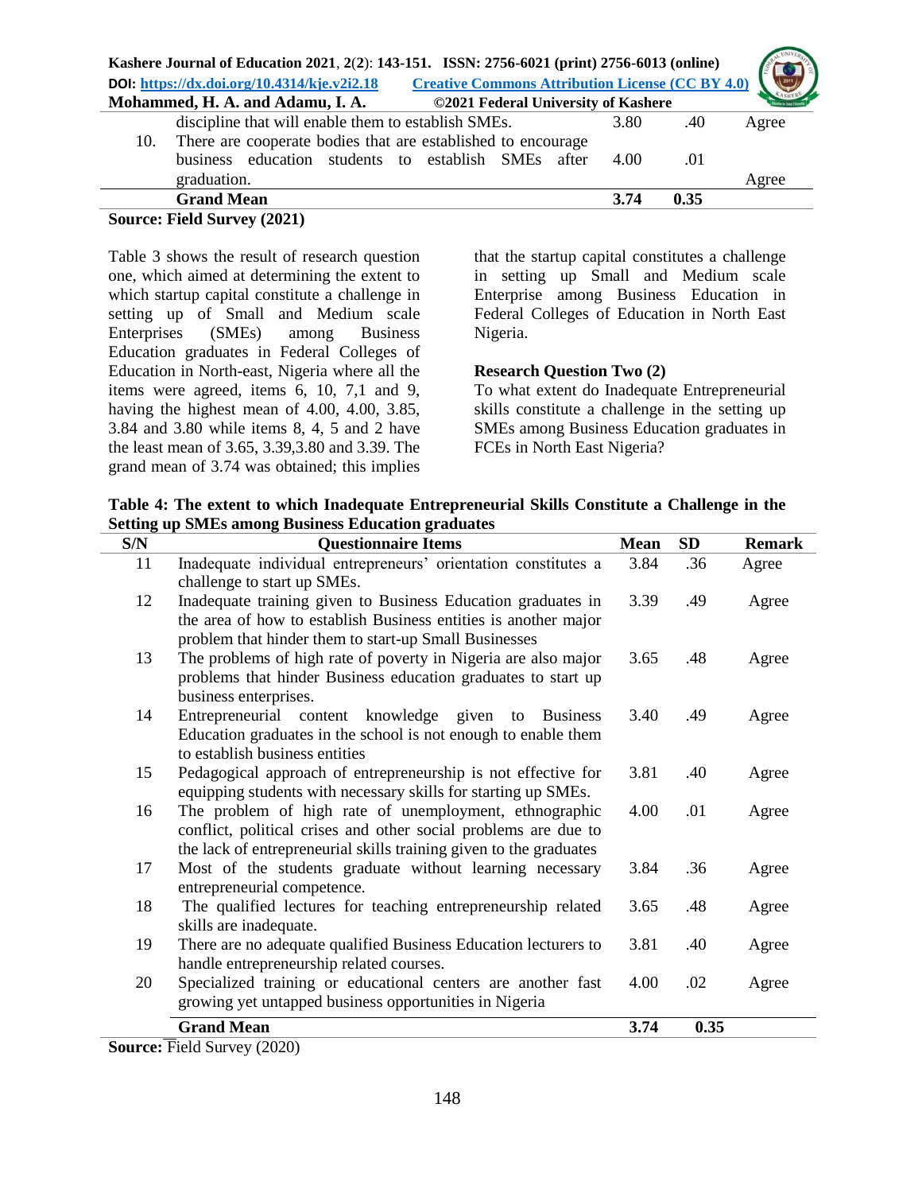| | discipline that will enable them to establish SMEs. | 3.80 | .40 | Agree |
|---|---|---|---|---|
| 10. | There are cooperate bodies that are established to encourage business education students to establish SMEs after graduation. | 4.00 | .01 | Agree |
| | **Grand Mean** | **3.74** | **0.35** | |

**Source: Field Survey (2021)**

Table 3 shows the result of research question one, which aimed at determining the extent to which startup capital constitute a challenge in setting up of Small and Medium scale Enterprises (SMEs) among Business Education graduates in Federal Colleges of Education in North-east, Nigeria where all the items were agreed, items 6, 10, 7,1 and 9, having the highest mean of 4.00, 4.00, 3.85, 3.84 and 3.80 while items 8, 4, 5 and 2 have the least mean of 3.65, 3.39,3.80 and 3.39. The grand mean of 3.74 was obtained; this implies that the startup capital constitutes a challenge in setting up Small and Medium scale Enterprise among Business Education in Federal Colleges of Education in North East Nigeria.

**Research Question Two (2)**

To what extent do Inadequate Entrepreneurial skills constitute a challenge in the setting up SMEs among Business Education graduates in FCEs in North East Nigeria?

**Table 4: The extent to which Inadequate Entrepreneurial Skills Constitute a Challenge in the Setting up SMEs among Business Education graduates**

| S/N | Questionnaire Items | Mean | SD | Remark |
|---|---|---|---|---|
| 11 | Inadequate individual entrepreneurs' orientation constitutes a challenge to start up SMEs. | 3.84 | .36 | Agree |
| 12 | Inadequate training given to Business Education graduates in the area of how to establish Business entities is another major problem that hinder them to start-up Small Businesses | 3.39 | .49 | Agree |
| 13 | The problems of high rate of poverty in Nigeria are also major problems that hinder Business education graduates to start up business enterprises. | 3.65 | .48 | Agree |
| 14 | Entrepreneurial content knowledge given to Business Education graduates in the school is not enough to enable them to establish business entities | 3.40 | .49 | Agree |
| 15 | Pedagogical approach of entrepreneurship is not effective for equipping students with necessary skills for starting up SMEs. | 3.81 | .40 | Agree |
| 16 | The problem of high rate of unemployment, ethnographic conflict, political crises and other social problems are due to the lack of entrepreneurial skills training given to the graduates | 4.00 | .01 | Agree |
| 17 | Most of the students graduate without learning necessary entrepreneurial competence. | 3.84 | .36 | Agree |
| 18 | The qualified lectures for teaching entrepreneurship related skills are inadequate. | 3.65 | .48 | Agree |
| 19 | There are no adequate qualified Business Education lecturers to handle entrepreneurship related courses. | 3.81 | .40 | Agree |
| 20 | Specialized training or educational centers are another fast growing yet untapped business opportunities in Nigeria | 4.00 | .02 | Agree |
| | **Grand Mean** | **3.74** | **0.35** | |

**Source:** Field Survey (2020)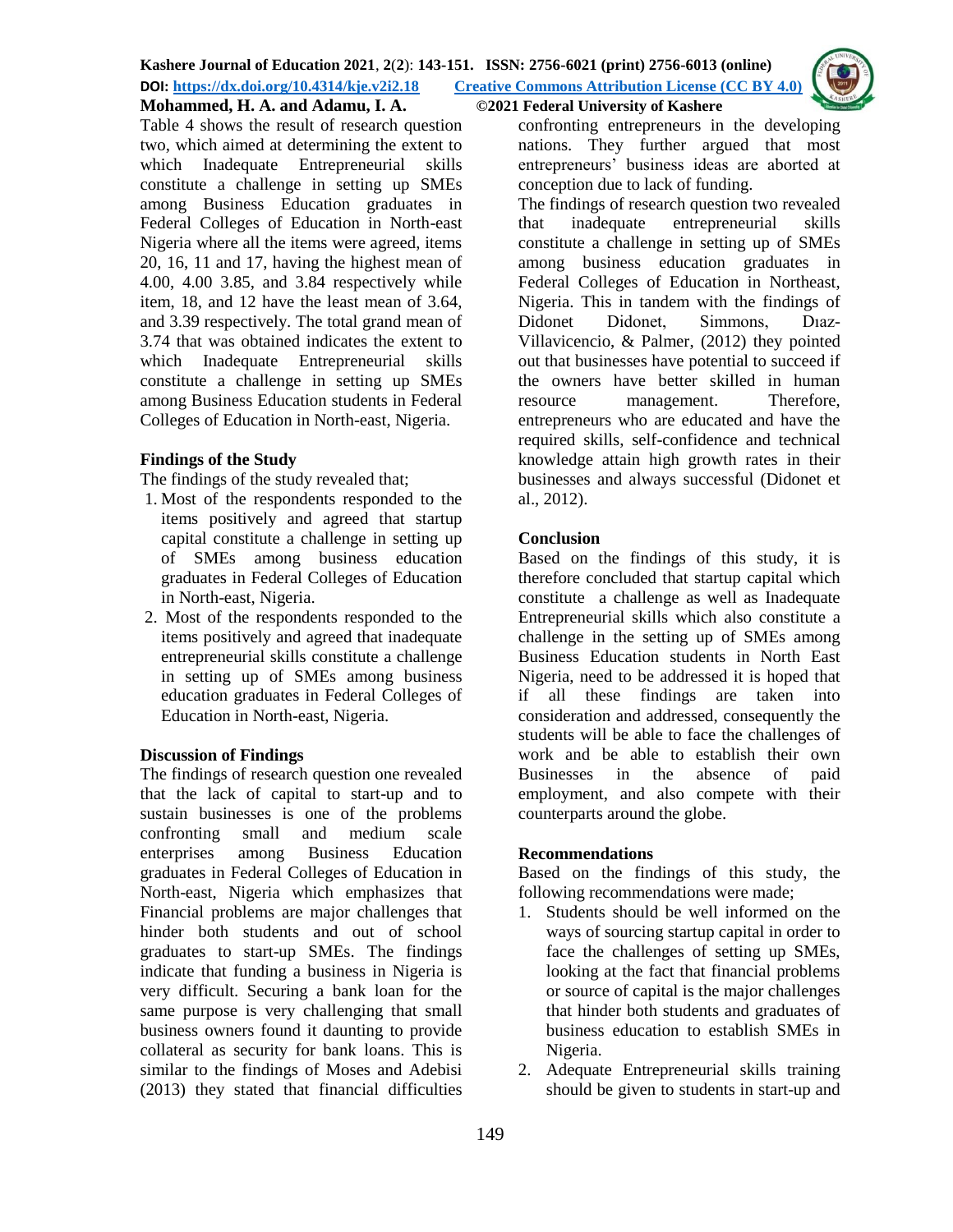Table 4 shows the result of research question two, which aimed at determining the extent to which Inadequate Entrepreneurial skills constitute a challenge in setting up SMEs among Business Education graduates in Federal Colleges of Education in North-east Nigeria where all the items were agreed, items 20, 16, 11 and 17, having the highest mean of 4.00, 4.00 3.85, and 3.84 respectively while item, 18, and 12 have the least mean of 3.64, and 3.39 respectively. The total grand mean of 3.74 that was obtained indicates the extent to which Inadequate Entrepreneurial skills constitute a challenge in setting up SMEs among Business Education students in Federal Colleges of Education in North-east, Nigeria.

## Findings of the Study

The findings of the study revealed that;

1. Most of the respondents responded to the items positively and agreed that startup capital constitute a challenge in setting up of SMEs among business education graduates in Federal Colleges of Education in North-east, Nigeria.
2. Most of the respondents responded to the items positively and agreed that inadequate entrepreneurial skills constitute a challenge in setting up of SMEs among business education graduates in Federal Colleges of Education in North-east, Nigeria.

## Discussion of Findings

The findings of research question one revealed that the lack of capital to start-up and to sustain businesses is one of the problems confronting small and medium scale enterprises among Business Education graduates in Federal Colleges of Education in North-east, Nigeria which emphasizes that Financial problems are major challenges that hinder both students and out of school graduates to start-up SMEs. The findings indicate that funding a business in Nigeria is very difficult. Securing a bank loan for the same purpose is very challenging that small business owners found it daunting to provide collateral as security for bank loans. This is similar to the findings of Moses and Adebisi (2013) they stated that financial difficulties confronting entrepreneurs in the developing nations. They further argued that most entrepreneurs' business ideas are aborted at conception due to lack of funding.

The findings of research question two revealed that inadequate entrepreneurial skills constitute a challenge in setting up of SMEs among business education graduates in Federal Colleges of Education in Northeast, Nigeria. This in tandem with the findings of Didonet Didonet, Simmons, Dıaz-Villavicencio, & Palmer, (2012) they pointed out that businesses have potential to succeed if the owners have better skilled in human resource management. Therefore, entrepreneurs who are educated and have the required skills, self-confidence and technical knowledge attain high growth rates in their businesses and always successful (Didonet et al., 2012).

## Conclusion

Based on the findings of this study, it is therefore concluded that startup capital which constitute a challenge as well as Inadequate Entrepreneurial skills which also constitute a challenge in the setting up of SMEs among Business Education students in North East Nigeria, need to be addressed it is hoped that if all these findings are taken into consideration and addressed, consequently the students will be able to face the challenges of work and be able to establish their own Businesses in the absence of paid employment, and also compete with their counterparts around the globe.

## Recommendations

Based on the findings of this study, the following recommendations were made;

1. Students should be well informed on the ways of sourcing startup capital in order to face the challenges of setting up SMEs, looking at the fact that financial problems or source of capital is the major challenges that hinder both students and graduates of business education to establish SMEs in Nigeria.
2. Adequate Entrepreneurial skills training should be given to students in start-up and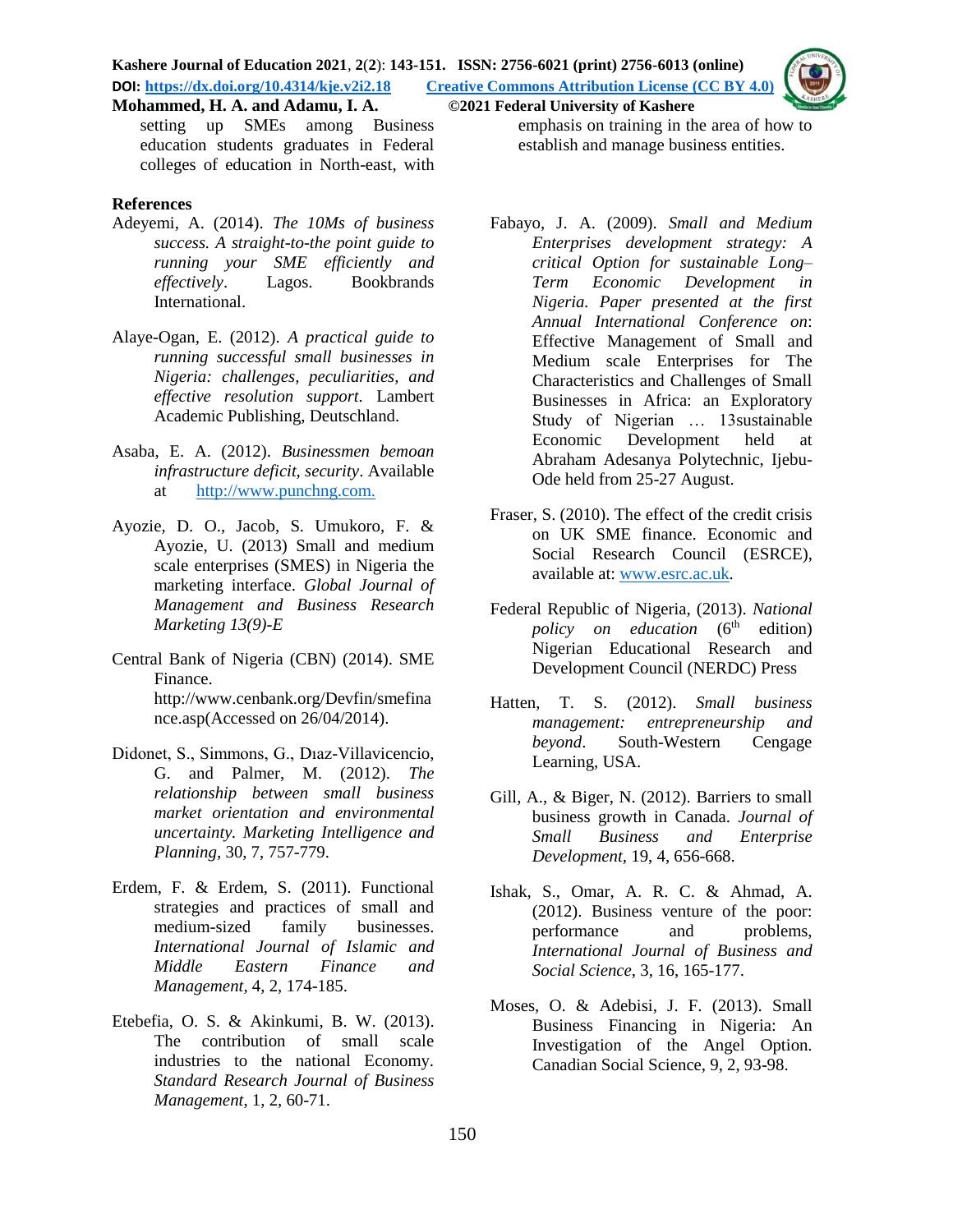setting up SMEs among Business education students graduates in Federal colleges of education in North-east, with emphasis on training in the area of how to establish and manage business entities.

## References

Adeyemi, A. (2014). *The 10Ms of business success. A straight-to-the point guide to running your SME efficiently and effectively*. Lagos. Bookbrands International.

Alaye-Ogan, E. (2012). *A practical guide to running successful small businesses in Nigeria: challenges, peculiarities, and effective resolution support*. Lambert Academic Publishing, Deutschland.

Asaba, E. A. (2012). *Businessmen bemoan infrastructure deficit, security*. Available at http://www.punchng.com.

Ayozie, D. O., Jacob, S. Umukoro, F. & Ayozie, U. (2013) Small and medium scale enterprises (SMES) in Nigeria the marketing interface. *Global Journal of Management and Business Research Marketing 13(9)-E*

Central Bank of Nigeria (CBN) (2014). SME Finance. http://www.cenbank.org/Devfin/smefinance.asp(Accessed on 26/04/2014).

Didonet, S., Simmons, G., Dıaz-Villavicencio, G. and Palmer, M. (2012). *The relationship between small business market orientation and environmental uncertainty. Marketing Intelligence and Planning*, 30, 7, 757-779.

Erdem, F. & Erdem, S. (2011). Functional strategies and practices of small and medium-sized family businesses. *International Journal of Islamic and Middle Eastern Finance and Management*, 4, 2, 174-185.

Etebefia, O. S. & Akinkumi, B. W. (2013). The contribution of small scale industries to the national Economy. *Standard Research Journal of Business Management*, 1, 2, 60-71.

Fabayo, J. A. (2009). *Small and Medium Enterprises development strategy: A critical Option for sustainable Long–Term Economic Development in Nigeria. Paper presented at the first Annual International Conference on*: Effective Management of Small and Medium scale Enterprises for The Characteristics and Challenges of Small Businesses in Africa: an Exploratory Study of Nigerian … 13sustainable Economic Development held at Abraham Adesanya Polytechnic, Ijebu-Ode held from 25-27 August.

Fraser, S. (2010). The effect of the credit crisis on UK SME finance. Economic and Social Research Council (ESRCE), available at: www.esrc.ac.uk.

Federal Republic of Nigeria, (2013). *National policy on education* (6th edition) Nigerian Educational Research and Development Council (NERDC) Press

Hatten, T. S. (2012). *Small business management: entrepreneurship and beyond*. South-Western Cengage Learning, USA.

Gill, A., & Biger, N. (2012). Barriers to small business growth in Canada. *Journal of Small Business and Enterprise Development*, 19, 4, 656-668.

Ishak, S., Omar, A. R. C. & Ahmad, A. (2012). Business venture of the poor: performance and problems, *International Journal of Business and Social Science*, 3, 16, 165-177.

Moses, O. & Adebisi, J. F. (2013). Small Business Financing in Nigeria: An Investigation of the Angel Option. Canadian Social Science, 9, 2, 93-98.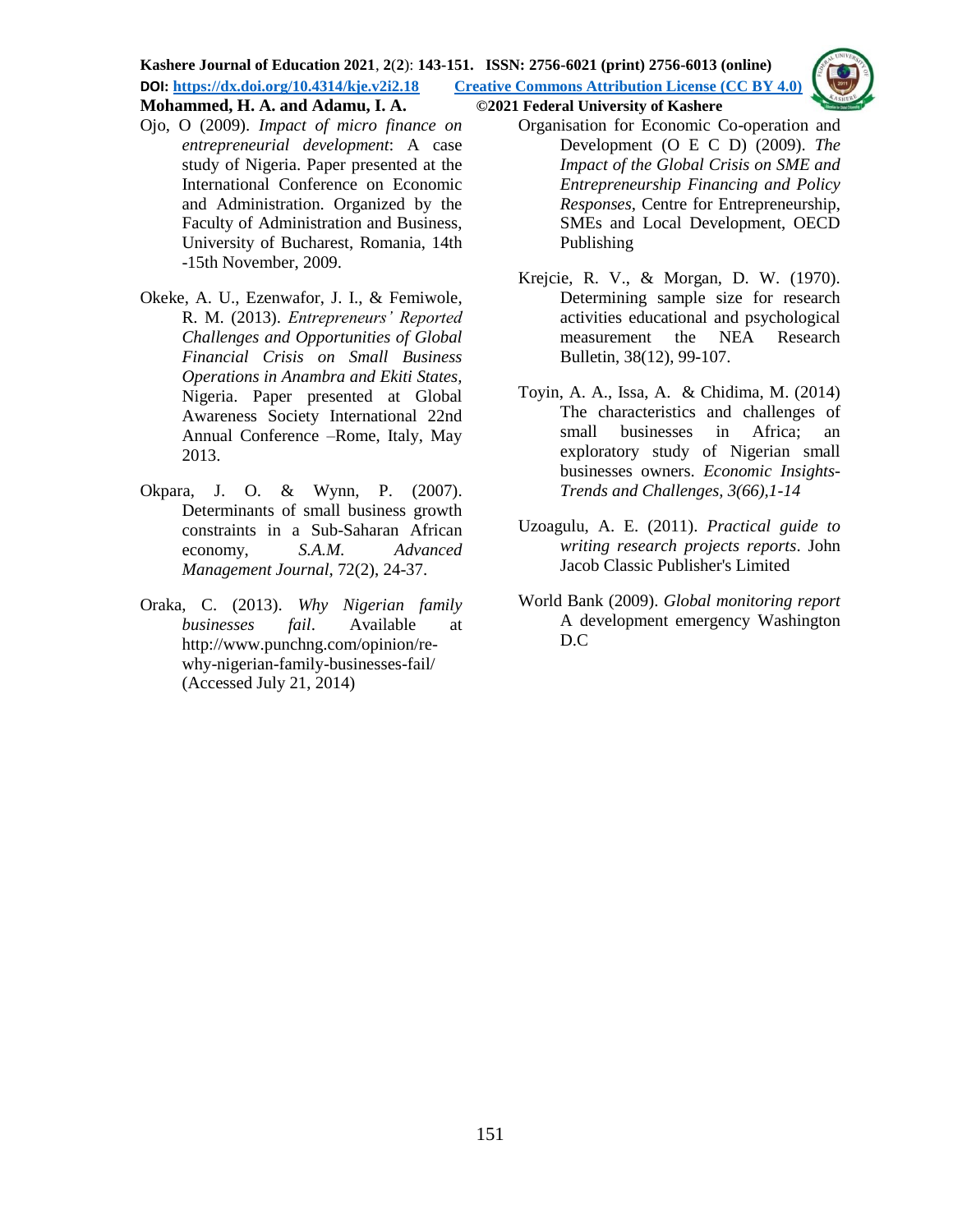Ojo, O (2009). *Impact of micro finance on entrepreneurial development*: A case study of Nigeria. Paper presented at the International Conference on Economic and Administration. Organized by the Faculty of Administration and Business, University of Bucharest, Romania, 14th -15th November, 2009.

Okeke, A. U., Ezenwafor, J. I., & Femiwole, R. M. (2013). *Entrepreneurs' Reported Challenges and Opportunities of Global Financial Crisis on Small Business Operations in Anambra and Ekiti States,* Nigeria. Paper presented at Global Awareness Society International 22nd Annual Conference –Rome, Italy, May 2013.

Okpara, J. O. & Wynn, P. (2007). Determinants of small business growth constraints in a Sub-Saharan African economy, *S.A.M. Advanced Management Journal*, 72(2), 24-37.

Oraka, C. (2013). *Why Nigerian family businesses fail*. Available at http://www.punchng.com/opinion/re-why-nigerian-family-businesses-fail/ (Accessed July 21, 2014)

Organisation for Economic Co-operation and Development (O E C D) (2009). *The Impact of the Global Crisis on SME and Entrepreneurship Financing and Policy Responses*, Centre for Entrepreneurship, SMEs and Local Development, OECD Publishing

Krejcie, R. V., & Morgan, D. W. (1970). Determining sample size for research activities educational and psychological measurement the NEA Research Bulletin, 38(12), 99-107.

Toyin, A. A., Issa, A. & Chidima, M. (2014) The characteristics and challenges of small businesses in Africa; an exploratory study of Nigerian small businesses owners. *Economic Insights-Trends and Challenges, 3(66),1-14*

Uzoagulu, A. E. (2011). *Practical guide to writing research projects reports*. John Jacob Classic Publisher's Limited

World Bank (2009). *Global monitoring report* A development emergency Washington D.C